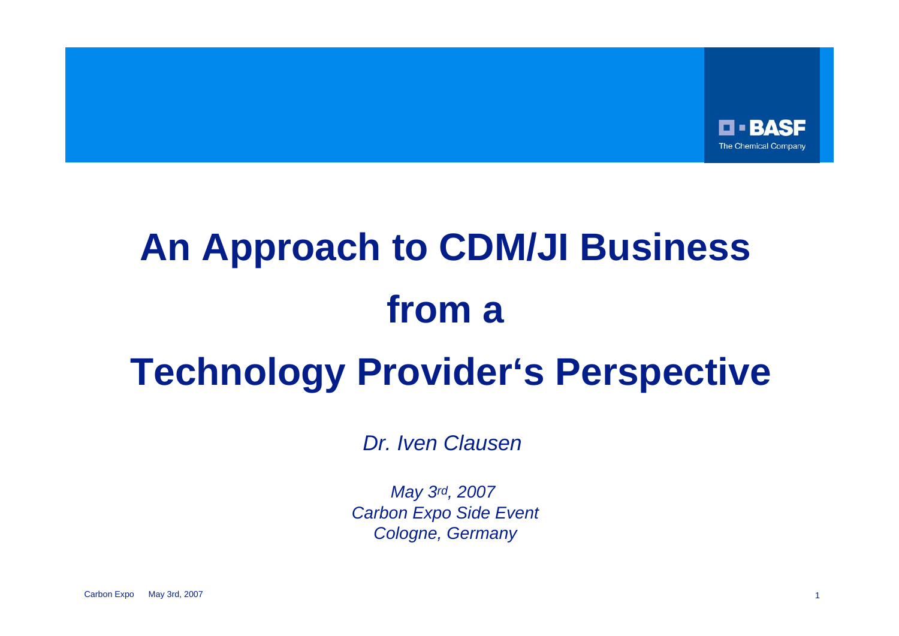BASF
The Chemical Company

# An Approach to CDM/JI Business from a Technology Provider‘s Perspective

*Dr. Iven Clausen*

*May 3rd, 2007*
*Carbon Expo Side Event*
*Cologne, Germany*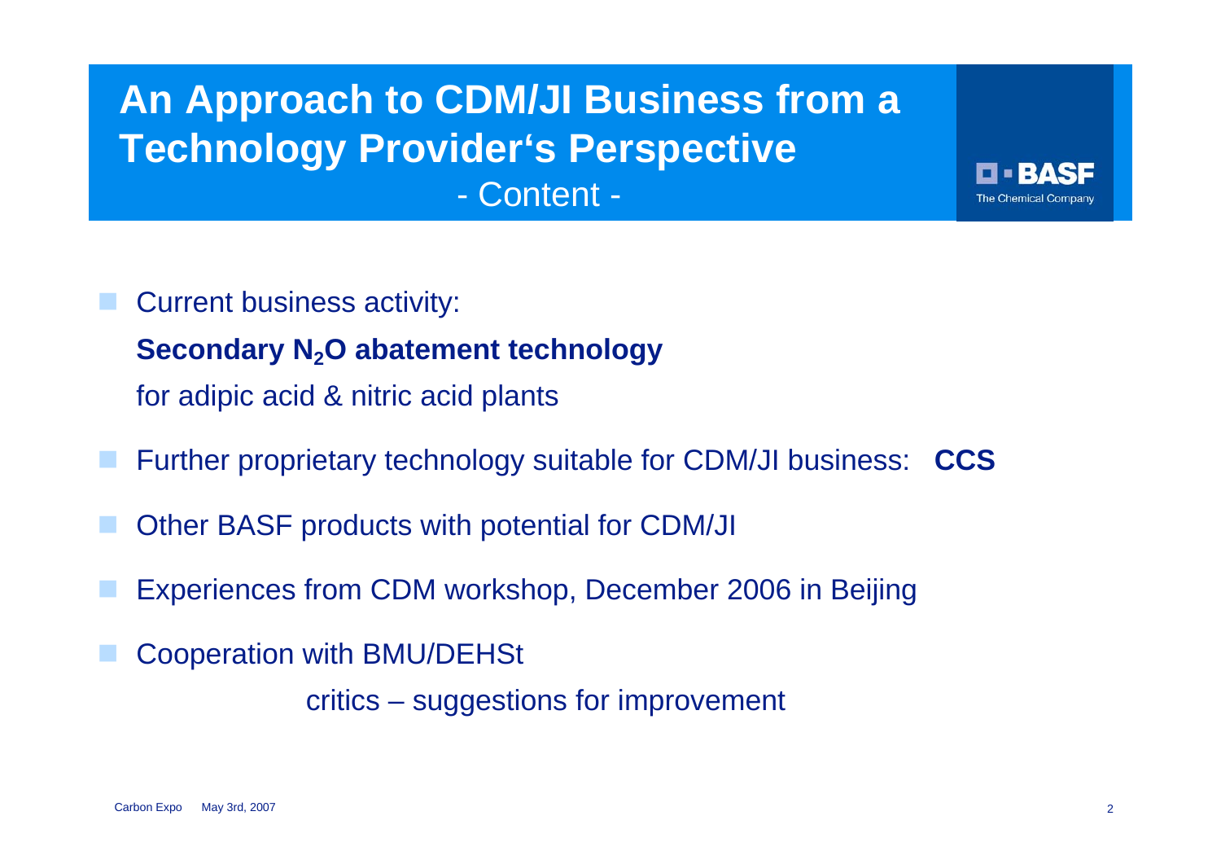# An Approach to CDM/JI Business from a Technology Provider's Perspective

## - Content -

- Current business activity:

  **Secondary $N_2O$ abatement technology**

  for adipic acid & nitric acid plants

- Further proprietary technology suitable for CDM/JI business: **CCS**

- Other BASF products with potential for CDM/JI

- Experiences from CDM workshop, December 2006 in Beijing

- Cooperation with BMU/DEHSt

  critics – suggestions for improvement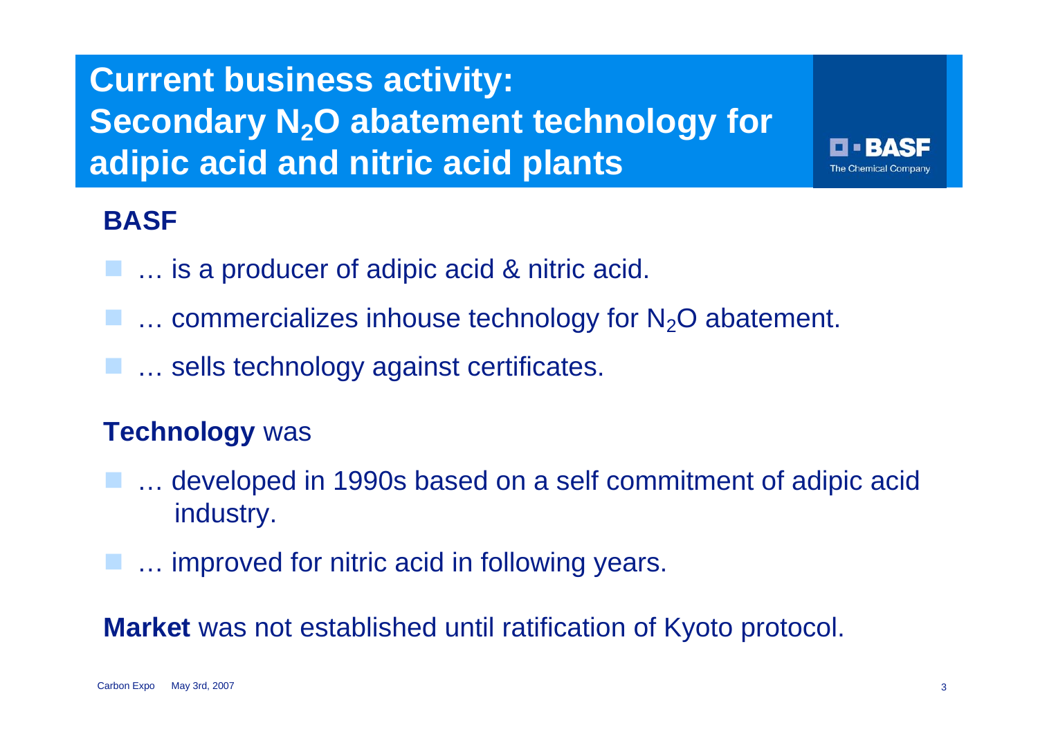# Current business activity: Secondary $N_2O$ abatement technology for adipic acid and nitric acid plants

**BASF**

- … is a producer of adipic acid & nitric acid.
- … commercializes inhouse technology for $N_2O$ abatement.
- … sells technology against certificates.

**Technology** was

- … developed in 1990s based on a self commitment of adipic acid industry.
- … improved for nitric acid in following years.

**Market** was not established until ratification of Kyoto protocol.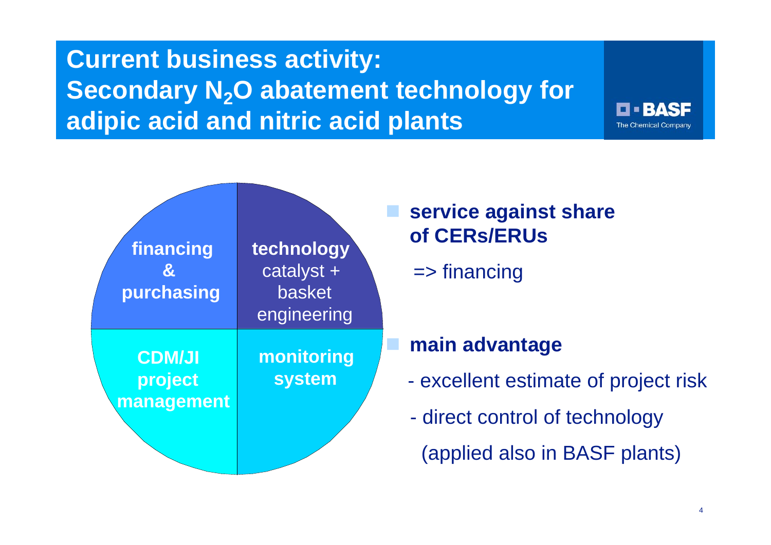# Current business activity: Secondary $N_2O$ abatement technology for adipic acid and nitric acid plants

**financing & purchasing**

**technology** catalyst + basket engineering

**CDM/JI project management**

**monitoring system**

- **service against share of CERs/ERUs**

  => financing

- **main advantage**

  - excellent estimate of project risk
  - direct control of technology (applied also in BASF plants)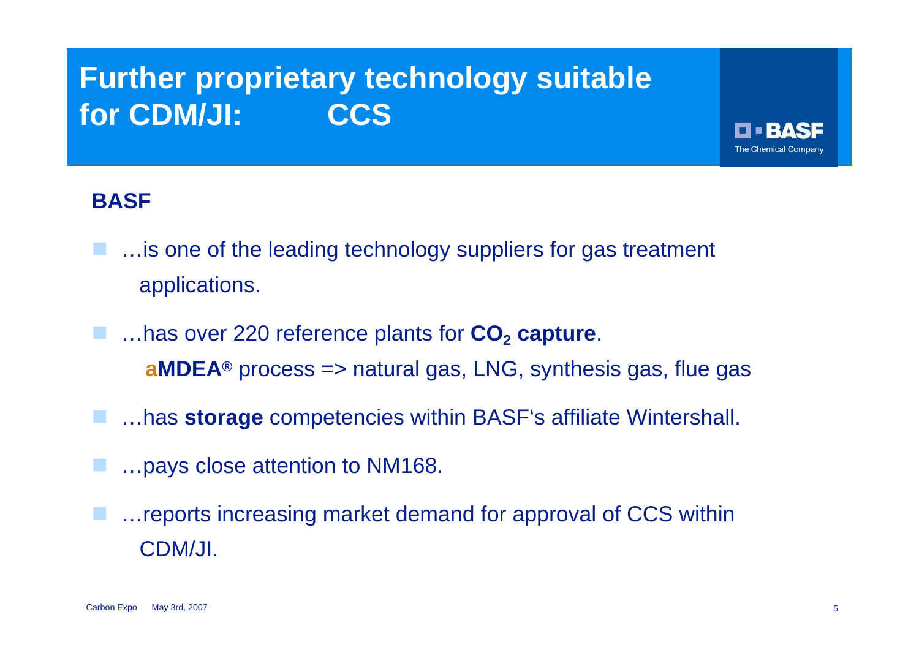# Further proprietary technology suitable for CDM/JI: CCS

BASF The Chemical Company

## BASF

- …is one of the leading technology suppliers for gas treatment applications.
- …has over 220 reference plants for **$CO_2$ capture**.

  **aMDEA®** process => natural gas, LNG, synthesis gas, flue gas
- …has **storage** competencies within BASF's affiliate Wintershall.
- …pays close attention to NM168.
- …reports increasing market demand for approval of CCS within CDM/JI.

Carbon Expo May 3rd, 2007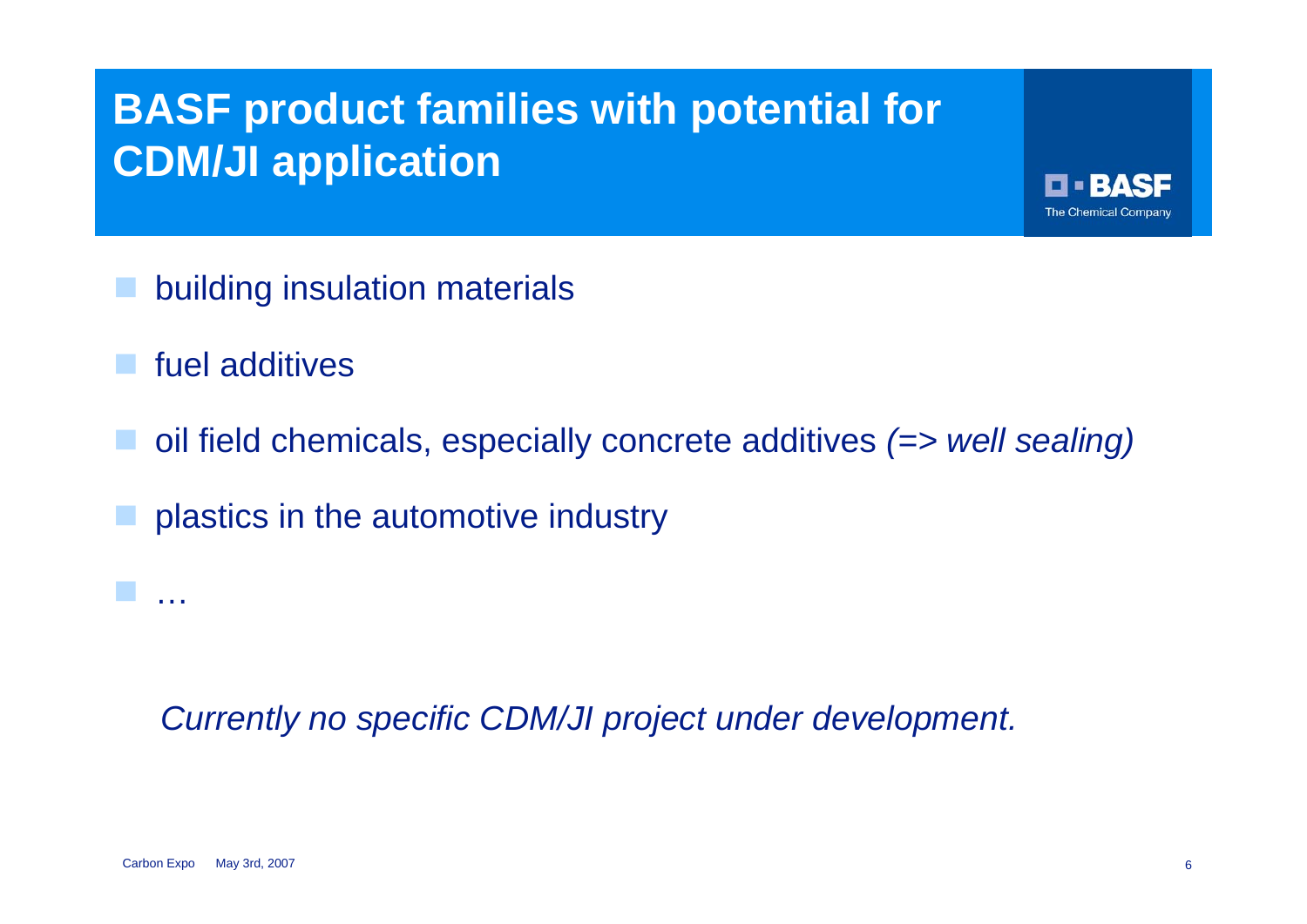# BASF product families with potential for CDM/JI application

- building insulation materials
- fuel additives
- oil field chemicals, especially concrete additives *(=> well sealing)*
- plastics in the automotive industry
- …

*Currently no specific CDM/JI project under development.*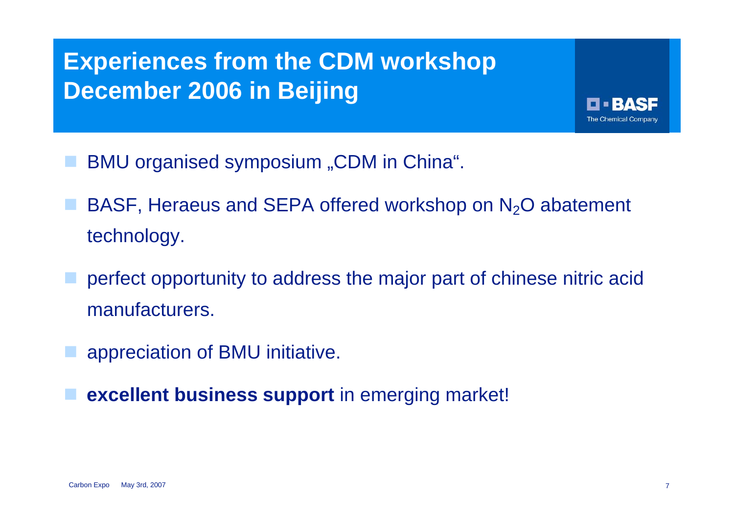# Experiences from the CDM workshop December 2006 in Beijing

- BMU organised symposium „CDM in China“.
- BASF, Heraeus and SEPA offered workshop on $N_2O$ abatement technology.
- perfect opportunity to address the major part of chinese nitric acid manufacturers.
- appreciation of BMU initiative.
- **excellent business support** in emerging market!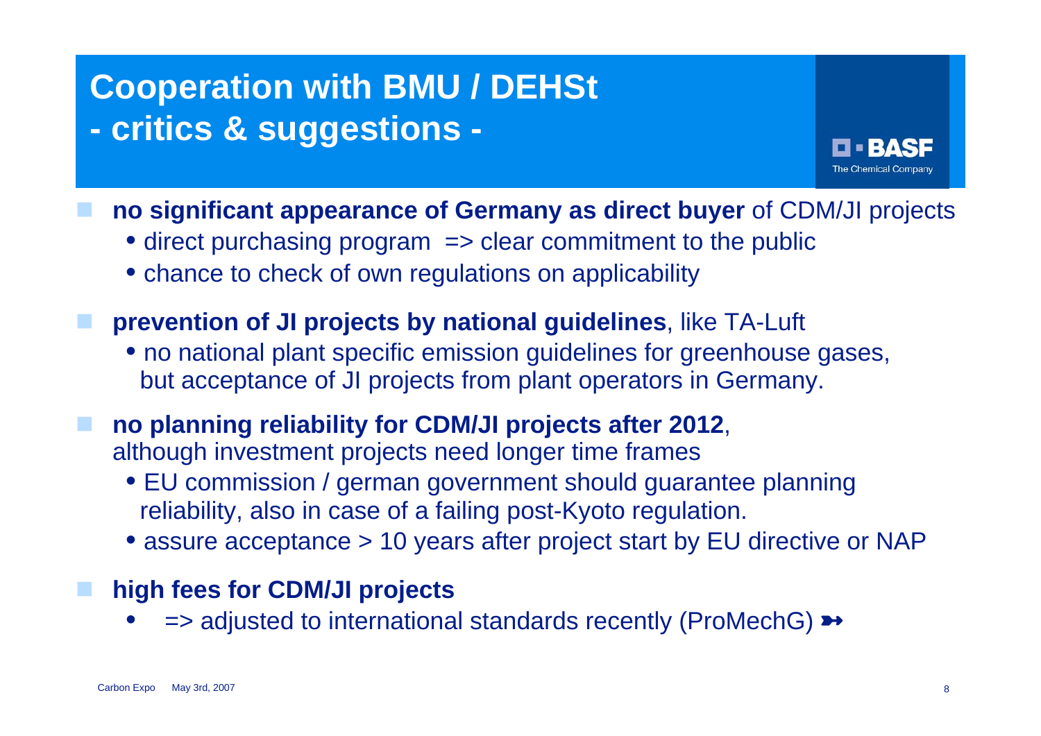# Cooperation with BMU / DEHSt
## - critics & suggestions -

- **no significant appearance of Germany as direct buyer** of CDM/JI projects
  - direct purchasing program => clear commitment to the public
  - chance to check of own regulations on applicability
- **prevention of JI projects by national guidelines**, like TA-Luft
  - no national plant specific emission guidelines for greenhouse gases, but acceptance of JI projects from plant operators in Germany.
- **no planning reliability for CDM/JI projects after 2012**, although investment projects need longer time frames
  - EU commission / german government should guarantee planning reliability, also in case of a failing post-Kyoto regulation.
  - assure acceptance > 10 years after project start by EU directive or NAP
- **high fees for CDM/JI projects**
  - => adjusted to international standards recently (ProMechG) ➻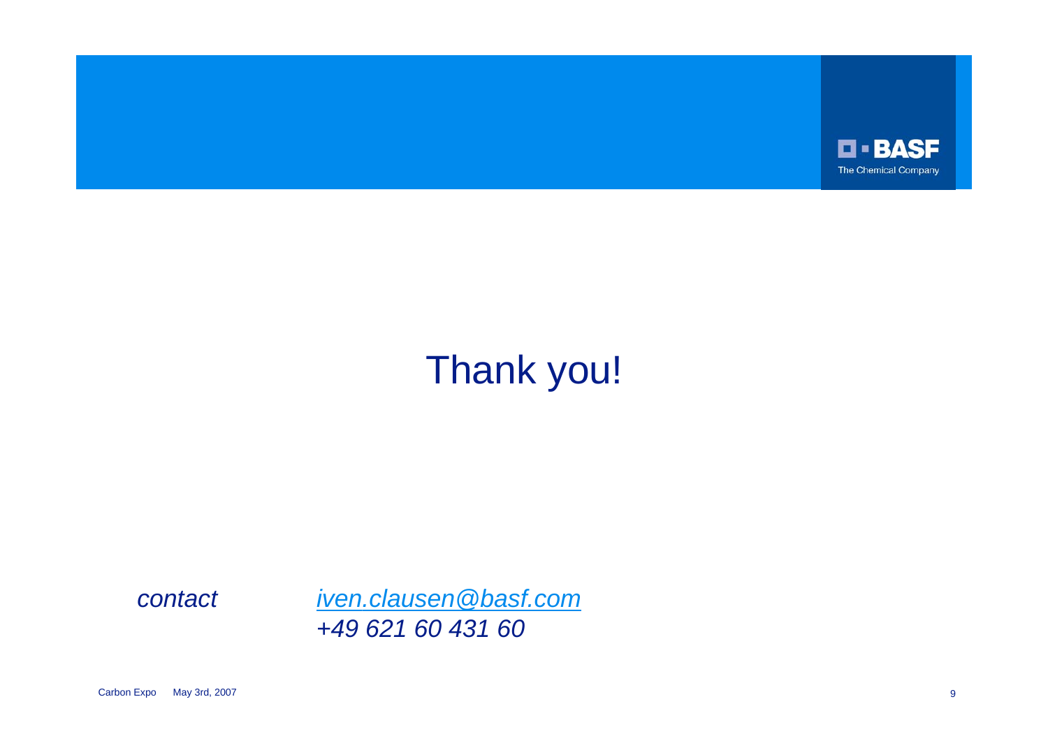# Thank you!

*contact* *iven.clausen@basf.com*
*+49 621 60 431 60*